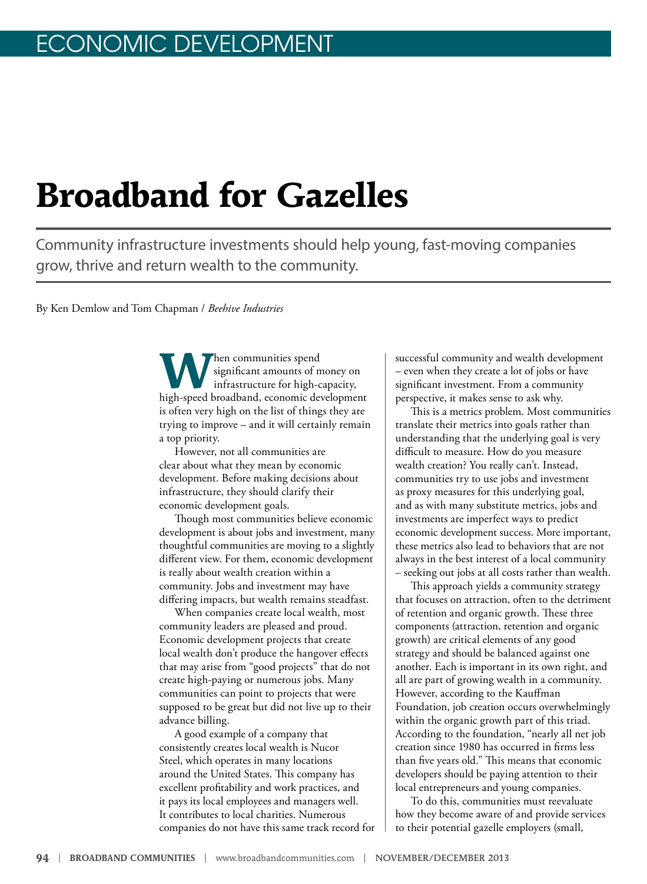ECONOMIC DEVELOPMENT

# Broadband for Gazelles

Community infrastructure investments should help young, fast-moving companies grow, thrive and return wealth to the community.

By Ken Demlow and Tom Chapman / *Beehive Industries*

When communities spend significant amounts of money on infrastructure for high-capacity, high-speed broadband, economic development is often very high on the list of things they are trying to improve – and it will certainly remain a top priority.

However, not all communities are clear about what they mean by economic development. Before making decisions about infrastructure, they should clarify their economic development goals.

Though most communities believe economic development is about jobs and investment, many thoughtful communities are moving to a slightly different view. For them, economic development is really about wealth creation within a community. Jobs and investment may have differing impacts, but wealth remains steadfast.

When companies create local wealth, most community leaders are pleased and proud. Economic development projects that create local wealth don't produce the hangover effects that may arise from "good projects" that do not create high-paying or numerous jobs. Many communities can point to projects that were supposed to be great but did not live up to their advance billing.

A good example of a company that consistently creates local wealth is Nucor Steel, which operates in many locations around the United States. This company has excellent profitability and work practices, and it pays its local employees and managers well. It contributes to local charities. Numerous companies do not have this same track record for successful community and wealth development – even when they create a lot of jobs or have significant investment. From a community perspective, it makes sense to ask why.

This is a metrics problem. Most communities translate their metrics into goals rather than understanding that the underlying goal is very difficult to measure. How do you measure wealth creation? You really can't. Instead, communities try to use jobs and investment as proxy measures for this underlying goal, and as with many substitute metrics, jobs and investments are imperfect ways to predict economic development success. More important, these metrics also lead to behaviors that are not always in the best interest of a local community – seeking out jobs at all costs rather than wealth.

This approach yields a community strategy that focuses on attraction, often to the detriment of retention and organic growth. These three components (attraction, retention and organic growth) are critical elements of any good strategy and should be balanced against one another. Each is important in its own right, and all are part of growing wealth in a community. However, according to the Kauffman Foundation, job creation occurs overwhelmingly within the organic growth part of this triad. According to the foundation, "nearly all net job creation since 1980 has occurred in firms less than five years old." This means that economic developers should be paying attention to their local entrepreneurs and young companies.

To do this, communities must reevaluate how they become aware of and provide services to their potential gazelle employers (small,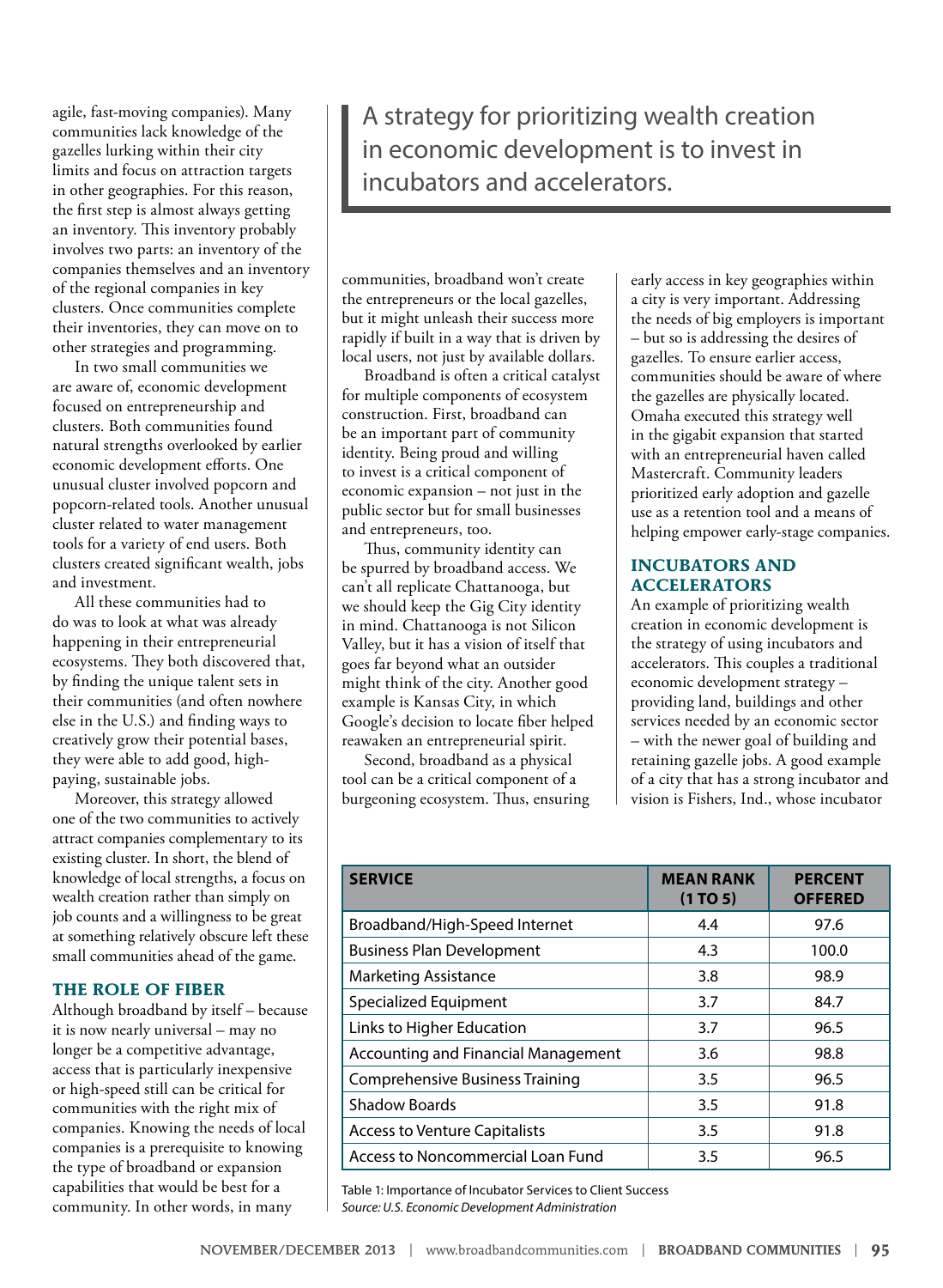agile, fast-moving companies). Many communities lack knowledge of the gazelles lurking within their city limits and focus on attraction targets in other geographies. For this reason, the first step is almost always getting an inventory. This inventory probably involves two parts: an inventory of the companies themselves and an inventory of the regional companies in key clusters. Once communities complete their inventories, they can move on to other strategies and programming.

In two small communities we are aware of, economic development focused on entrepreneurship and clusters. Both communities found natural strengths overlooked by earlier economic development efforts. One unusual cluster involved popcorn and popcorn-related tools. Another unusual cluster related to water management tools for a variety of end users. Both clusters created significant wealth, jobs and investment.

All these communities had to do was to look at what was already happening in their entrepreneurial ecosystems. They both discovered that, by finding the unique talent sets in their communities (and often nowhere else in the U.S.) and finding ways to creatively grow their potential bases, they were able to add good, high-paying, sustainable jobs.

Moreover, this strategy allowed one of the two communities to actively attract companies complementary to its existing cluster. In short, the blend of knowledge of local strengths, a focus on wealth creation rather than simply on job counts and a willingness to be great at something relatively obscure left these small communities ahead of the game.

## THE ROLE OF FIBER

Although broadband by itself – because it is now nearly universal – may no longer be a competitive advantage, access that is particularly inexpensive or high-speed still can be critical for communities with the right mix of companies. Knowing the needs of local companies is a prerequisite to knowing the type of broadband or expansion capabilities that would be best for a community. In other words, in many communities, broadband won't create the entrepreneurs or the local gazelles, but it might unleash their success more rapidly if built in a way that is driven by local users, not just by available dollars.

Broadband is often a critical catalyst for multiple components of ecosystem construction. First, broadband can be an important part of community identity. Being proud and willing to invest is a critical component of economic expansion – not just in the public sector but for small businesses and entrepreneurs, too.

Thus, community identity can be spurred by broadband access. We can't all replicate Chattanooga, but we should keep the Gig City identity in mind. Chattanooga is not Silicon Valley, but it has a vision of itself that goes far beyond what an outsider might think of the city. Another good example is Kansas City, in which Google's decision to locate fiber helped reawaken an entrepreneurial spirit.

Second, broadband as a physical tool can be a critical component of a burgeoning ecosystem. Thus, ensuring early access in key geographies within a city is very important. Addressing the needs of big employers is important – but so is addressing the desires of gazelles. To ensure earlier access, communities should be aware of where the gazelles are physically located. Omaha executed this strategy well in the gigabit expansion that started with an entrepreneurial haven called Mastercraft. Community leaders prioritized early adoption and gazelle use as a retention tool and a means of helping empower early-stage companies.

> A strategy for prioritizing wealth creation in economic development is to invest in incubators and accelerators.

## INCUBATORS AND ACCELERATORS

An example of prioritizing wealth creation in economic development is the strategy of using incubators and accelerators. This couples a traditional economic development strategy – providing land, buildings and other services needed by an economic sector – with the newer goal of building and retaining gazelle jobs. A good example of a city that has a strong incubator and vision is Fishers, Ind., whose incubator

| SERVICE | MEAN RANK (1 TO 5) | PERCENT OFFERED |
|---|---|---|
| Broadband/High-Speed Internet | 4.4 | 97.6 |
| Business Plan Development | 4.3 | 100.0 |
| Marketing Assistance | 3.8 | 98.9 |
| Specialized Equipment | 3.7 | 84.7 |
| Links to Higher Education | 3.7 | 96.5 |
| Accounting and Financial Management | 3.6 | 98.8 |
| Comprehensive Business Training | 3.5 | 96.5 |
| Shadow Boards | 3.5 | 91.8 |
| Access to Venture Capitalists | 3.5 | 91.8 |
| Access to Noncommercial Loan Fund | 3.5 | 96.5 |

Table 1: Importance of Incubator Services to Client Success
*Source: U.S. Economic Development Administration*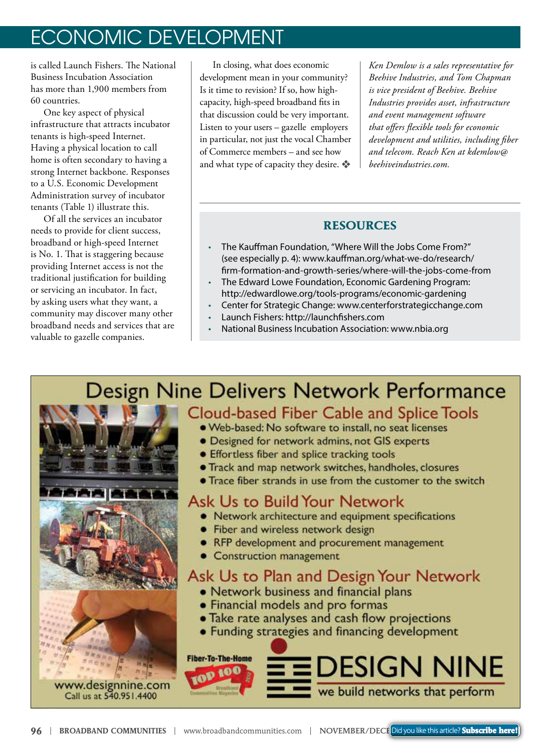is called Launch Fishers. The National Business Incubation Association has more than 1,900 members from 60 countries.

One key aspect of physical infrastructure that attracts incubator tenants is high-speed Internet. Having a physical location to call home is often secondary to having a strong Internet backbone. Responses to a U.S. Economic Development Administration survey of incubator tenants (Table 1) illustrate this.

Of all the services an incubator needs to provide for client success, broadband or high-speed Internet is No. 1. That is staggering because providing Internet access is not the traditional justification for building or servicing an incubator. In fact, by asking users what they want, a community may discover many other broadband needs and services that are valuable to gazelle companies.

In closing, what does economic development mean in your community? Is it time to revision? If so, how high-capacity, high-speed broadband fits in that discussion could be very important. Listen to your users – gazelle employers in particular, not just the vocal Chamber of Commerce members – and see how and what type of capacity they desire. ❖

*Ken Demlow is a sales representative for Beehive Industries, and Tom Chapman is vice president of Beehive. Beehive Industries provides asset, infrastructure and event management software that offers flexible tools for economic development and utilities, including fiber and telecom. Reach Ken at kdemlow@beehiveindustries.com.*

## RESOURCES

- The Kauffman Foundation, "Where Will the Jobs Come From?" (see especially p. 4): www.kauffman.org/what-we-do/research/firm-formation-and-growth-series/where-will-the-jobs-come-from
- The Edward Lowe Foundation, Economic Gardening Program: http://edwardlowe.org/tools-programs/economic-gardening
- Center for Strategic Change: www.centerforstrategicchange.com
- Launch Fishers: http://launchfishers.com
- National Business Incubation Association: www.nbia.org

# Design Nine Delivers Network Performance

## Cloud-based Fiber Cable and Splice Tools

- Web-based: No software to install, no seat licenses
- Designed for network admins, not GIS experts
- Effortless fiber and splice tracking tools
- Track and map network switches, handholes, closures
- Trace fiber strands in use from the customer to the switch

## Ask Us to Build Your Network

- Network architecture and equipment specifications
- Fiber and wireless network design
- RFP development and procurement management
- Construction management

## Ask Us to Plan and Design Your Network

- Network business and financial plans
- Financial models and pro formas
- Take rate analyses and cash flow projections
- Funding strategies and financing development

Fiber-To-The-Home TOP 100

DESIGN NINE

we build networks that perform

www.designnine.com

Call us at 540.951.4400

Did you like this article? **Subscribe here!**